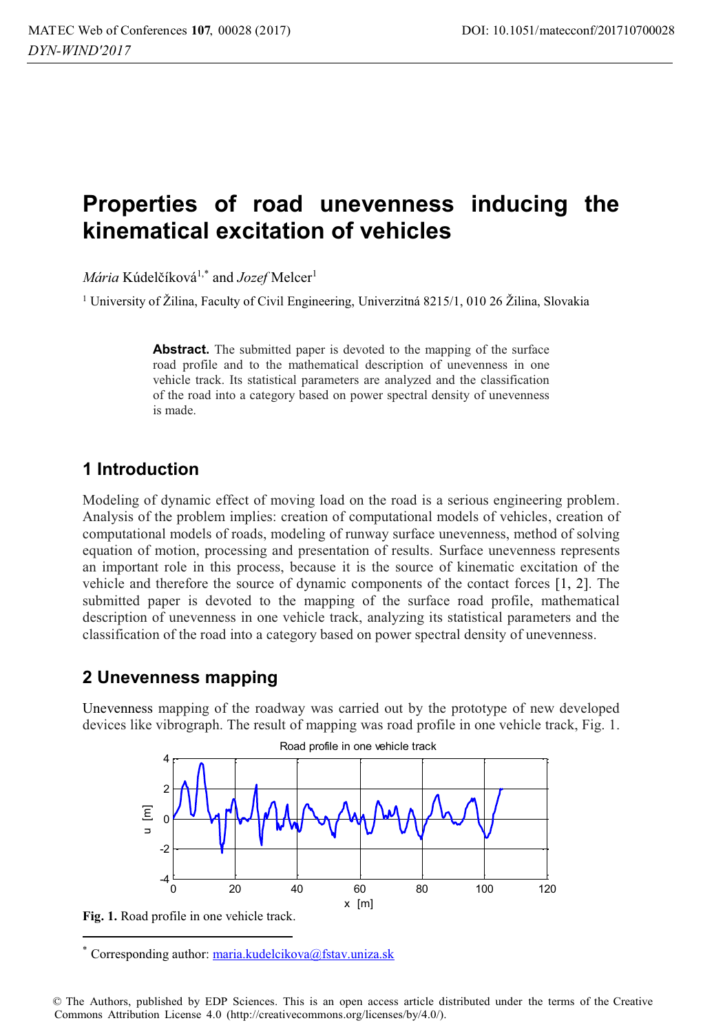# Properties of road unevenness inducing the kinematical excitation of vehicles

*Mária* Kúdelčíková[1,*] and *Jozef* Melcer[1]

[1] University of Žilina, Faculty of Civil Engineering, Univerzitná 8215/1, 010 26 Žilina, Slovakia

**Abstract.** The submitted paper is devoted to the mapping of the surface road profile and to the mathematical description of unevenness in one vehicle track. Its statistical parameters are analyzed and the classification of the road into a category based on power spectral density of unevenness is made.

## 1 Introduction

Modeling of dynamic effect of moving load on the road is a serious engineering problem. Analysis of the problem implies: creation of computational models of vehicles, creation of computational models of roads, modeling of runway surface unevenness, method of solving equation of motion, processing and presentation of results. Surface unevenness represents an important role in this process, because it is the source of kinematic excitation of the vehicle and therefore the source of dynamic components of the contact forces [1, 2]. The submitted paper is devoted to the mapping of the surface road profile, mathematical description of unevenness in one vehicle track, analyzing its statistical parameters and the classification of the road into a category based on power spectral density of unevenness.

## 2 Unevenness mapping

Unevenness mapping of the roadway was carried out by the prototype of new developed devices like vibrograph. The result of mapping was road profile in one vehicle track, Fig. 1.

Road profile in one vehicle track

u [m]

4
2
0
-2
-4

0 20 40 60 80 100 120

x [m]

**Fig. 1.** Road profile in one vehicle track.

[*] Corresponding author: maria.kudelcikova@fstav.uniza.sk

© The Authors, published by EDP Sciences. This is an open access article distributed under the terms of the Creative Commons Attribution License 4.0 (http://creativecommons.org/licenses/by/4.0/).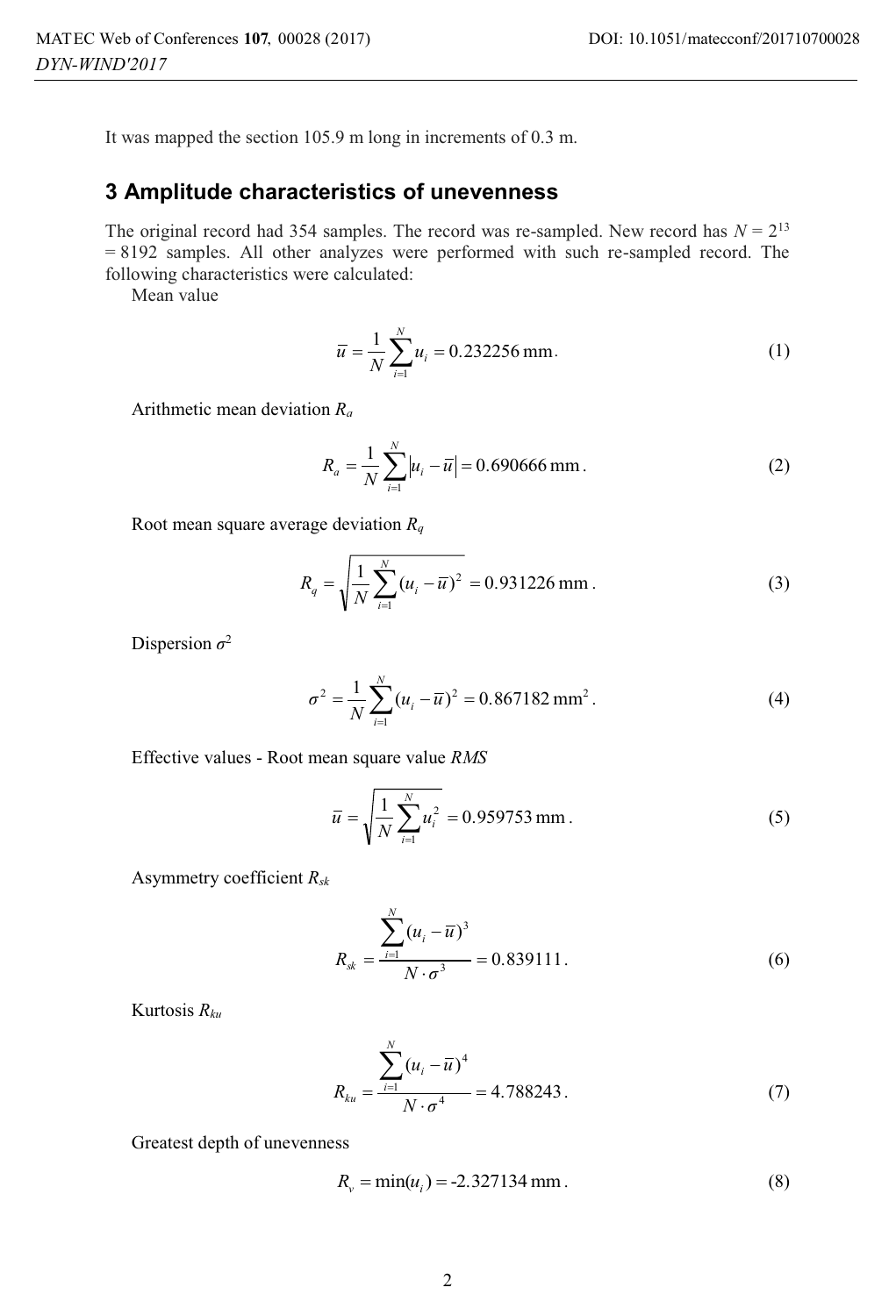It was mapped the section 105.9 m long in increments of 0.3 m.

## 3 Amplitude characteristics of unevenness

The original record had 354 samples. The record was re-sampled. New record has $N = 2^{13} = 8192$ samples. All other analyzes were performed with such re-sampled record. The following characteristics were calculated:

Mean value

$$\bar{u} = \frac{1}{N}\sum_{i=1}^{N} u_i = 0.232256\,\text{mm}. \tag{1}$$

Arithmetic mean deviation $R_a$

$$R_a = \frac{1}{N}\sum_{i=1}^{N} \left|u_i - \bar{u}\right| = 0.690666\,\text{mm}. \tag{2}$$

Root mean square average deviation $R_q$

$$R_q = \sqrt{\frac{1}{N}\sum_{i=1}^{N} (u_i - \bar{u})^2} = 0.931226\,\text{mm}. \tag{3}$$

Dispersion $\sigma^2$

$$\sigma^2 = \frac{1}{N}\sum_{i=1}^{N} (u_i - \bar{u})^2 = 0.867182\,\text{mm}^2. \tag{4}$$

Effective values - Root mean square value *RMS*

$$\bar{u} = \sqrt{\frac{1}{N}\sum_{i=1}^{N} u_i^2} = 0.959753\,\text{mm}. \tag{5}$$

Asymmetry coefficient $R_{sk}$

$$R_{sk} = \frac{\sum_{i=1}^{N} (u_i - \bar{u})^3}{N \cdot \sigma^3} = 0.839111. \tag{6}$$

Kurtosis $R_{ku}$

$$R_{ku} = \frac{\sum_{i=1}^{N} (u_i - \bar{u})^4}{N \cdot \sigma^4} = 4.788243. \tag{7}$$

Greatest depth of unevenness

$$R_v = \min(u_i) = \text{-}2.327134\,\text{mm}. \tag{8}$$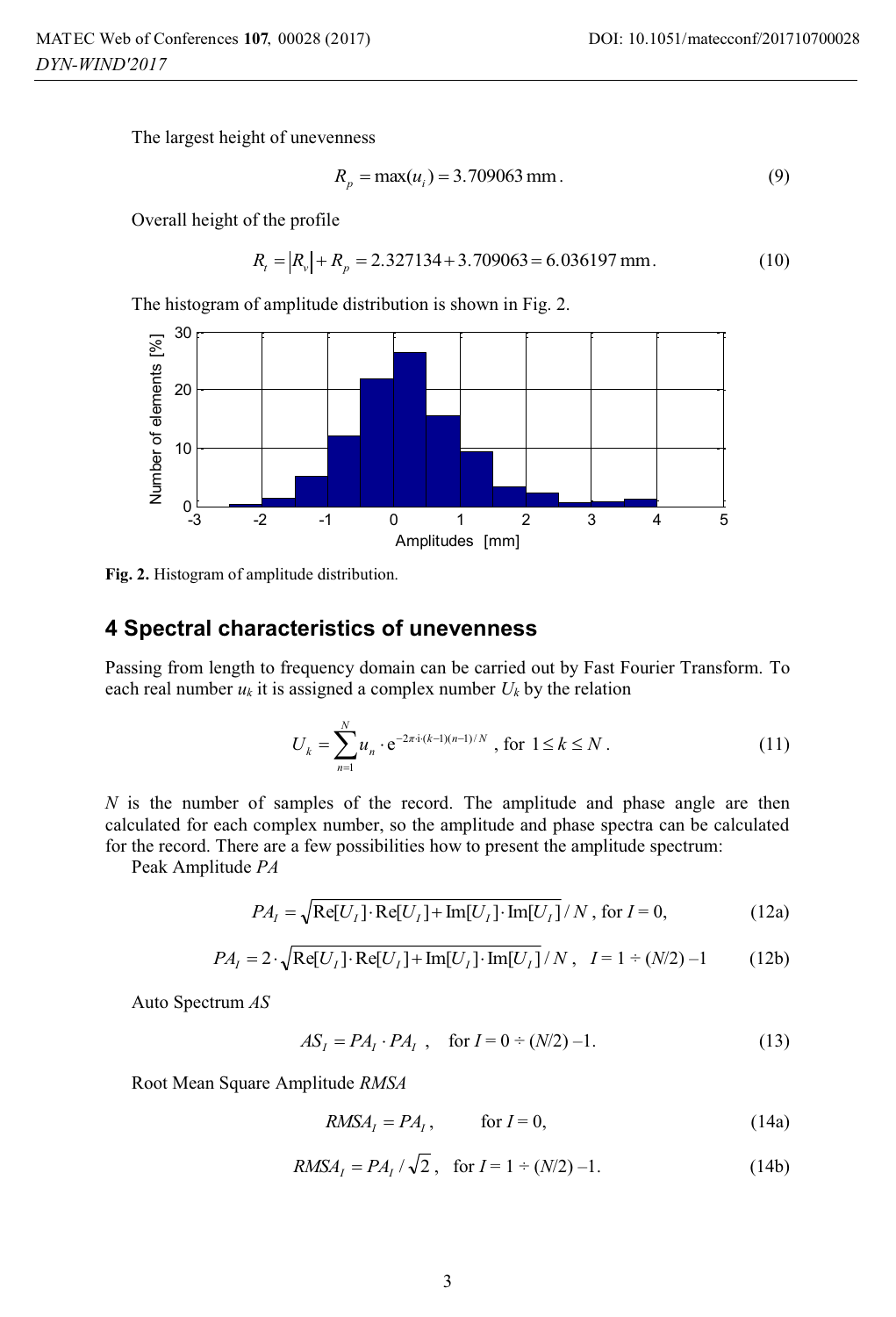The largest height of unevenness

$$R_p = \max(u_i) = 3.709063\ \text{mm}. \tag{9}$$

Overall height of the profile

$$R_t = |R_v| + R_p = 2.327134 + 3.709063 = 6.036197\ \text{mm}. \tag{10}$$

The histogram of amplitude distribution is shown in Fig. 2.

Number of elements [%]
30
20
10
0
-3 -2 -1 0 1 2 3 4 5
Amplitudes [mm]

**Fig. 2.** Histogram of amplitude distribution.

## 4 Spectral characteristics of unevenness

Passing from length to frequency domain can be carried out by Fast Fourier Transform. To each real number $u_k$ it is assigned a complex number $U_k$ by the relation

$$U_k = \sum_{n=1}^{N} u_n \cdot \mathrm{e}^{-2\pi \cdot \mathrm{i} \cdot (k-1)(n-1)/N}, \text{ for } 1 \le k \le N. \tag{11}$$

$N$ is the number of samples of the record. The amplitude and phase angle are then calculated for each complex number, so the amplitude and phase spectra can be calculated for the record. There are a few possibilities how to present the amplitude spectrum:

Peak Amplitude $PA$

$$PA_I = \sqrt{\mathrm{Re}[U_I] \cdot \mathrm{Re}[U_I] + \mathrm{Im}[U_I] \cdot \mathrm{Im}[U_I]} / N, \text{ for } I = 0, \tag{12a}$$

$$PA_I = 2 \cdot \sqrt{\mathrm{Re}[U_I] \cdot \mathrm{Re}[U_I] + \mathrm{Im}[U_I] \cdot \mathrm{Im}[U_I]} / N, \quad I = 1 \div (N/2) - 1 \tag{12b}$$

Auto Spectrum $AS$

$$AS_I = PA_I \cdot PA_I, \quad \text{for } I = 0 \div (N/2) - 1. \tag{13}$$

Root Mean Square Amplitude $RMSA$

$$RMSA_I = PA_I, \qquad \text{for } I = 0, \tag{14a}$$

$$RMSA_I = PA_I / \sqrt{2}, \quad \text{for } I = 1 \div (N/2) - 1. \tag{14b}$$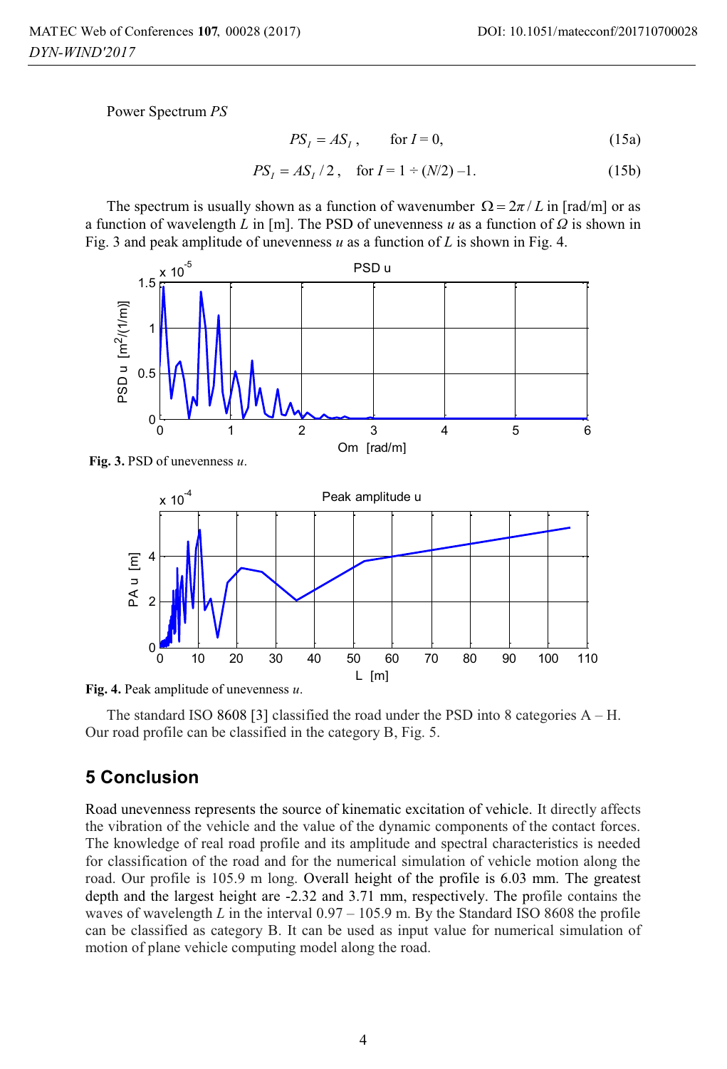Power Spectrum *PS*

$$PS_I = AS_I\,, \qquad \text{for } I = 0, \tag{15a}$$

$$PS_I = AS_I / 2\,, \quad \text{for } I = 1 \div (N/2) - 1. \tag{15b}$$

The spectrum is usually shown as a function of wavenumber $\Omega = 2\pi / L$ in [rad/m] or as a function of wavelength $L$ in [m]. The PSD of unevenness $u$ as a function of $\Omega$ is shown in Fig. 3 and peak amplitude of unevenness $u$ as a function of $L$ is shown in Fig. 4.

PSD u

x 10^-5

1.5
1
0.5
0

PSD u [m^2/(1/m)]

0 1 2 3 4 5 6

Om [rad/m]

**Fig. 3.** PSD of unevenness *u*.

Peak amplitude u

x 10^-4

4
2
0

PA u [m]

0 10 20 30 40 50 60 70 80 90 100 110

L [m]

**Fig. 4.** Peak amplitude of unevenness *u*.

The standard ISO 8608 [3] classified the road under the PSD into 8 categories A – H. Our road profile can be classified in the category B, Fig. 5.

## 5 Conclusion

Road unevenness represents the source of kinematic excitation of vehicle. It directly affects the vibration of the vehicle and the value of the dynamic components of the contact forces. The knowledge of real road profile and its amplitude and spectral characteristics is needed for classification of the road and for the numerical simulation of vehicle motion along the road. Our profile is 105.9 m long. Overall height of the profile is 6.03 mm. The greatest depth and the largest height are -2.32 and 3.71 mm, respectively. The profile contains the waves of wavelength $L$ in the interval 0.97 – 105.9 m. By the Standard ISO 8608 the profile can be classified as category B. It can be used as input value for numerical simulation of motion of plane vehicle computing model along the road.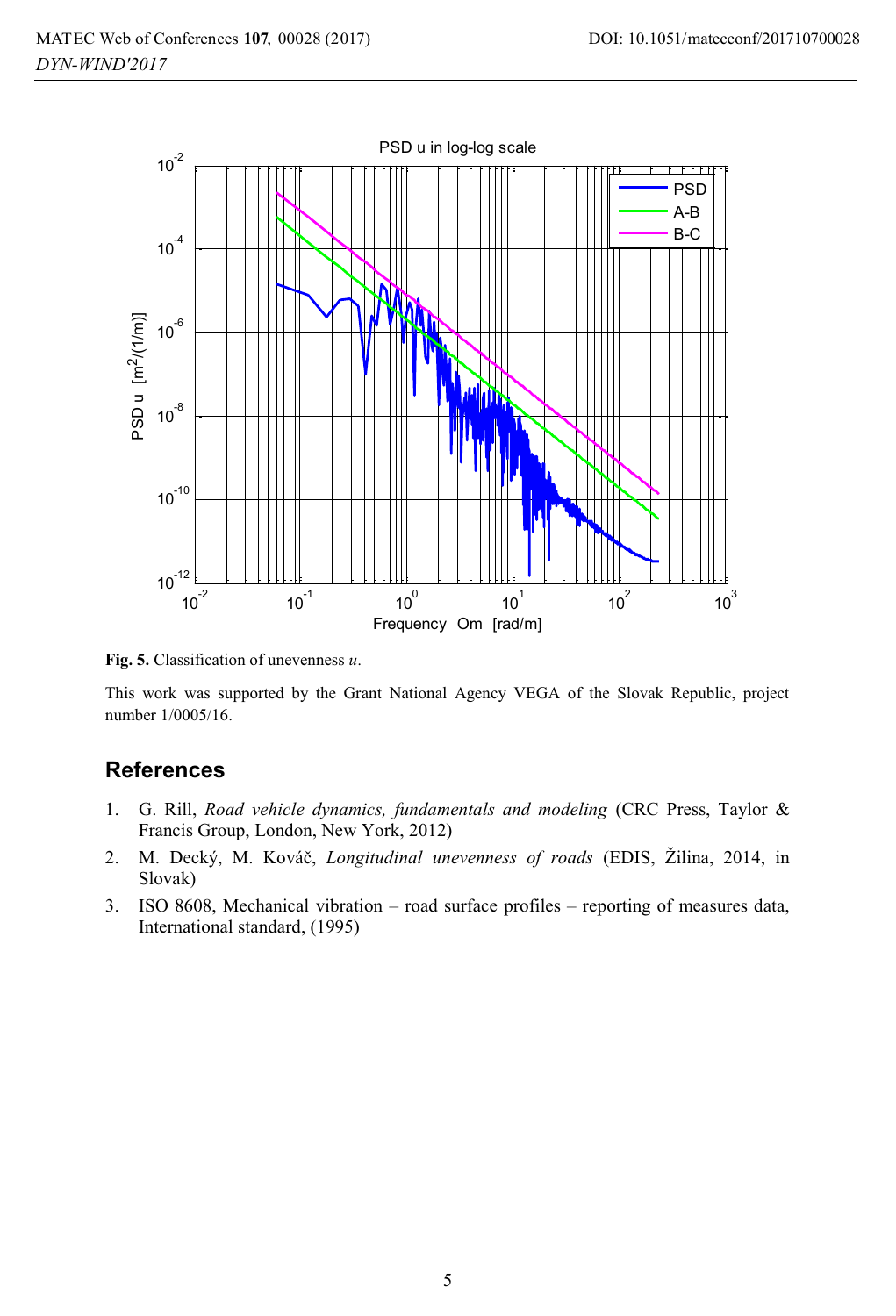PSD u in log-log scale

PSD

A-B

B-C

PSD u [m²/(1/m)]

$10^{-2}$

$10^{-4}$

$10^{-6}$

$10^{-8}$

$10^{-10}$

$10^{-12}$

$10^{-2}$ $10^{-1}$ $10^{0}$ $10^{1}$ $10^{2}$ $10^{3}$

Frequency Om [rad/m]

**Fig. 5.** Classification of unevenness *u*.

This work was supported by the Grant National Agency VEGA of the Slovak Republic, project number 1/0005/16.

## References

1. G. Rill, *Road vehicle dynamics, fundamentals and modeling* (CRC Press, Taylor & Francis Group, London, New York, 2012)
2. M. Decký, M. Kováč, *Longitudinal unevenness of roads* (EDIS, Žilina, 2014, in Slovak)
3. ISO 8608, Mechanical vibration – road surface profiles – reporting of measures data, International standard, (1995)